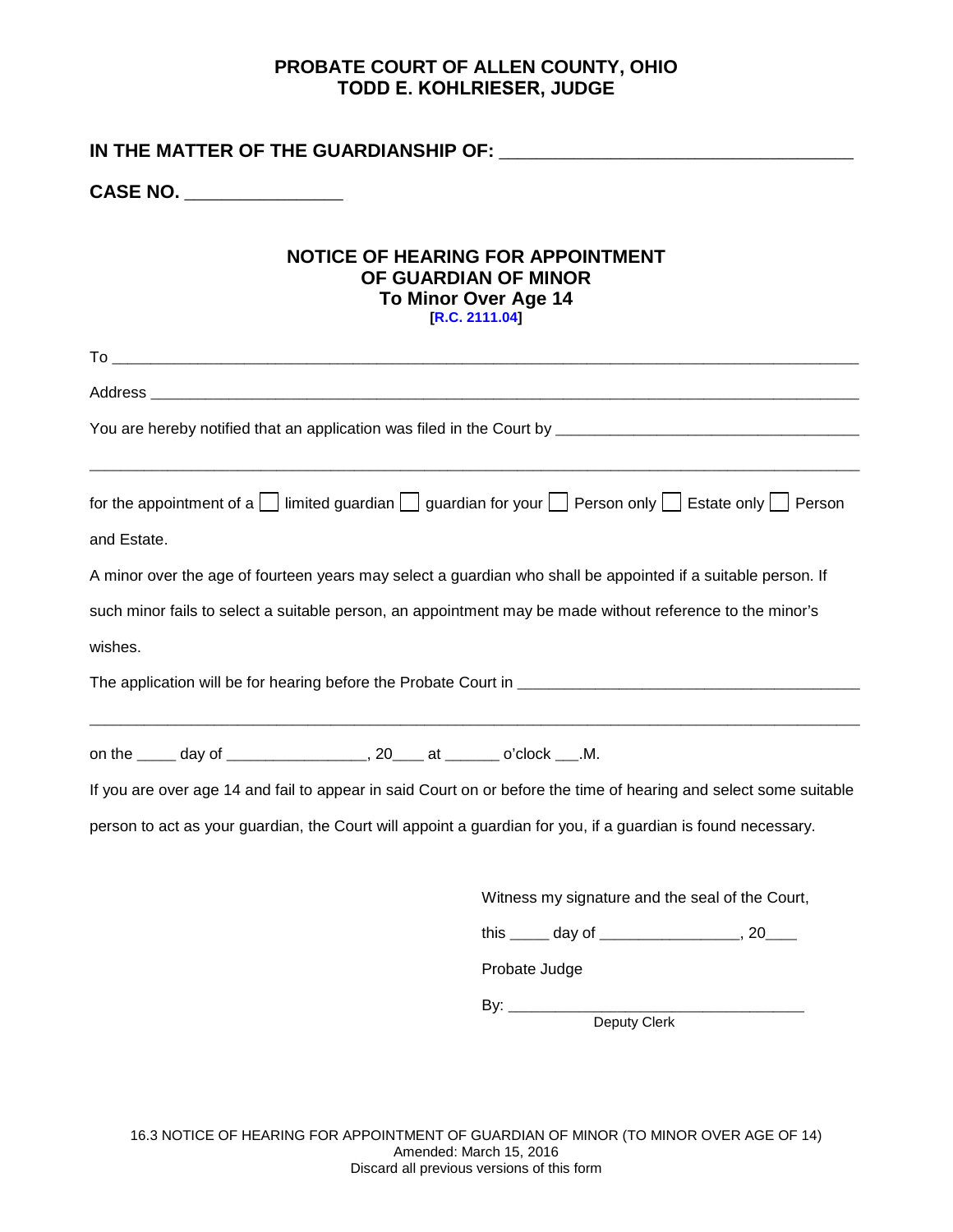**PROBATE COURT OF ALLEN COUNTY, OHIO**
**TODD E. KOHLRIESER, JUDGE**

**IN THE MATTER OF THE GUARDIANSHIP OF:** ___________________________________

**CASE NO.** _______________

## NOTICE OF HEARING FOR APPOINTMENT OF GUARDIAN OF MINOR
### To Minor Over Age 14
**[R.C. 2111.04]**

To ______________________________________________________________________________

Address ___________________________________________________________________________

You are hereby notified that an application was filed in the Court by ______________________________

_________________________________________________________________________________

for the appointment of a ☐ limited guardian ☐ guardian for your ☐ Person only ☐ Estate only ☐ Person and Estate.

A minor over the age of fourteen years may select a guardian who shall be appointed if a suitable person. If such minor fails to select a suitable person, an appointment may be made without reference to the minor's wishes.

The application will be for hearing before the Probate Court in ___________________________________

_________________________________________________________________________________

on the _____ day of ________________, 20____ at ______ o'clock ___.M.

If you are over age 14 and fail to appear in said Court on or before the time of hearing and select some suitable person to act as your guardian, the Court will appoint a guardian for you, if a guardian is found necessary.

Witness my signature and the seal of the Court,

this _____ day of ________________, 20____

Probate Judge

By: ___________________________________
Deputy Clerk

16.3 NOTICE OF HEARING FOR APPOINTMENT OF GUARDIAN OF MINOR (TO MINOR OVER AGE OF 14)
Amended: March 15, 2016
Discard all previous versions of this form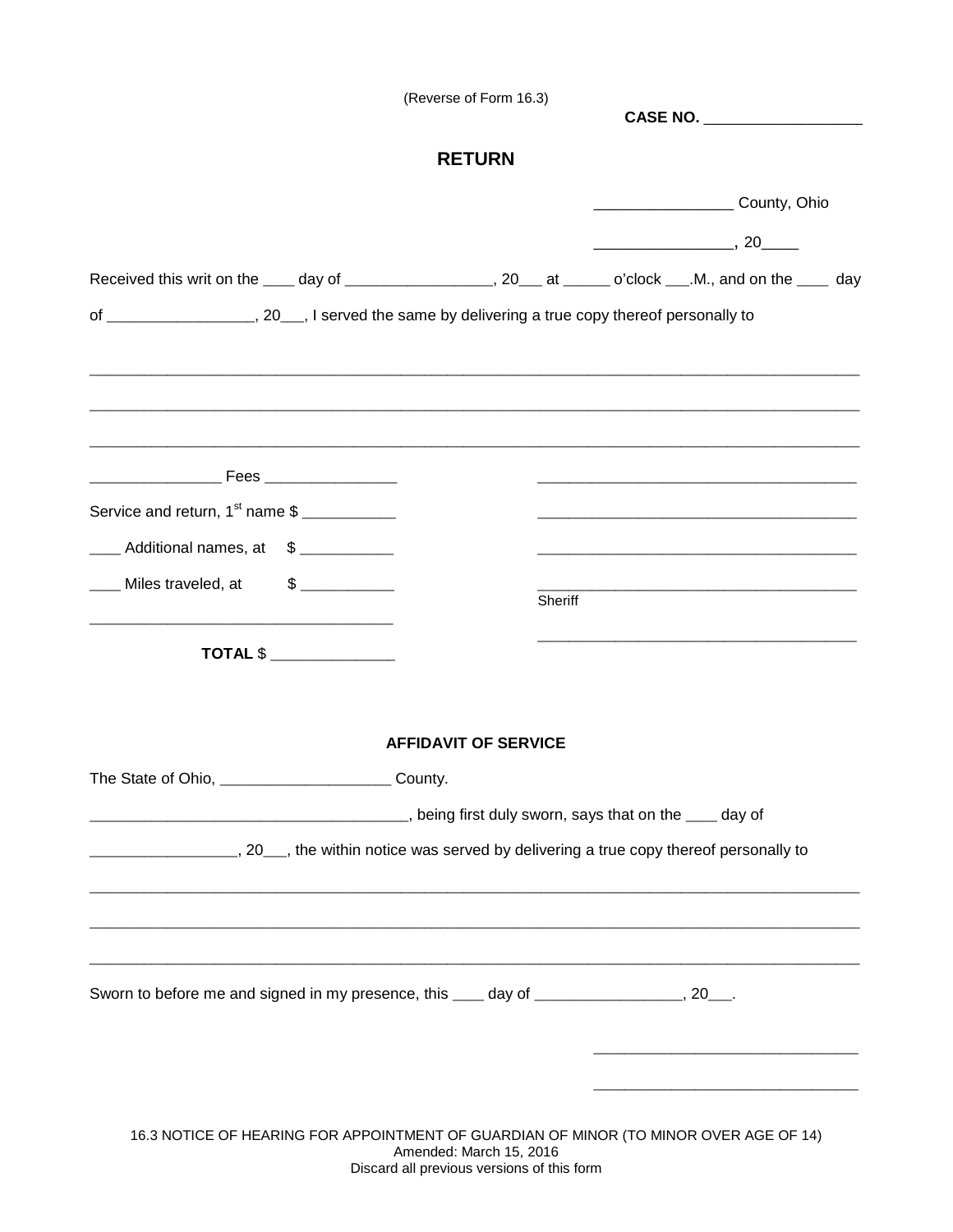(Reverse of Form 16.3)

**CASE NO.** ____________________

## RETURN

________________ County, Ohio

________________, 20____

Received this writ on the ____ day of _________________, 20___ at _____ o'clock ___.M., and on the ____ day of _________________, 20___, I served the same by delivering a true copy thereof personally to

_______________________________________________________________________________

_______________________________________________________________________________

_______________________________________________________________________________

________________ Fees ________________

Service and return, 1st name $ ___________

____ Additional names, at $ ___________

____ Miles traveled, at $ ___________

____________________________________

**TOTAL** $ ______________

______________________________________

______________________________________

______________________________________

______________________________________
Sheriff

______________________________________

### AFFIDAVIT OF SERVICE

The State of Ohio, ____________________ County.

______________________________________, being first duly sworn, says that on the ____ day of _________________, 20___, the within notice was served by delivering a true copy thereof personally to

_______________________________________________________________________________

_______________________________________________________________________________

_______________________________________________________________________________

Sworn to before me and signed in my presence, this ____ day of _________________, 20___.

_______________________________

_______________________________

16.3 NOTICE OF HEARING FOR APPOINTMENT OF GUARDIAN OF MINOR (TO MINOR OVER AGE OF 14)
Amended: March 15, 2016
Discard all previous versions of this form